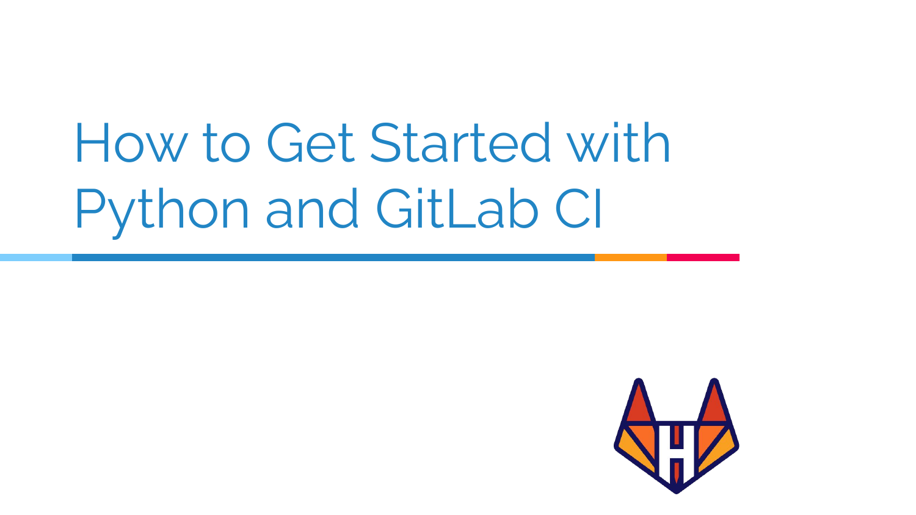# How to Get Started with Python and GitLab CI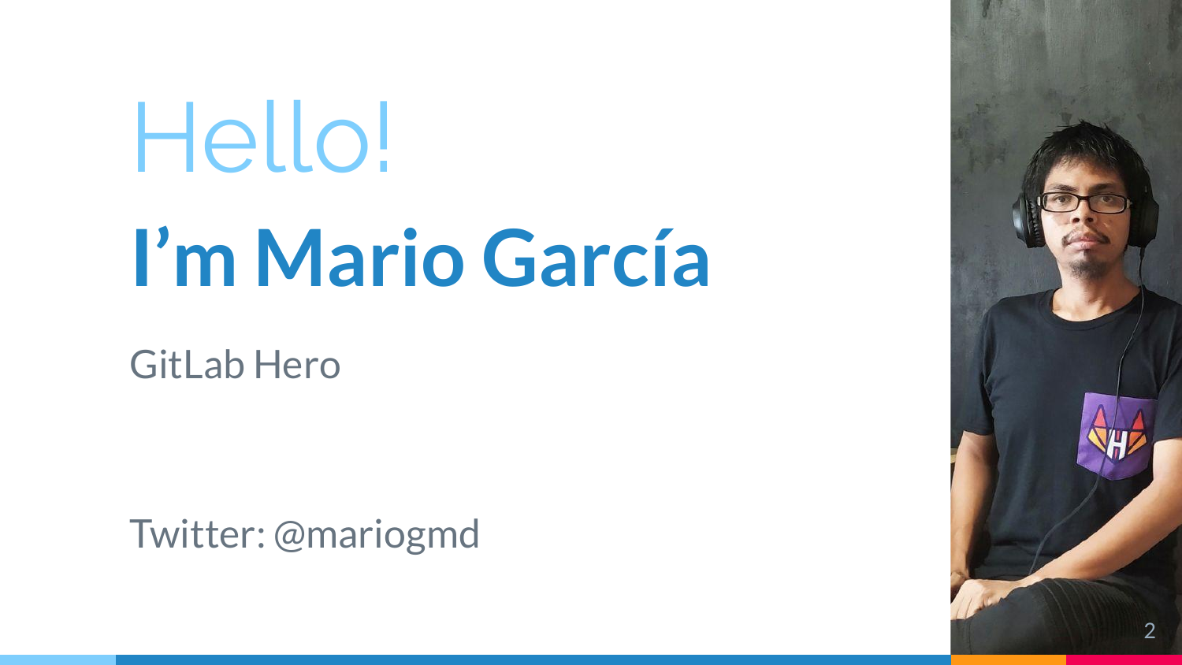# Hello!

## I'm Mario García

GitLab Hero

Twitter: @mariogmd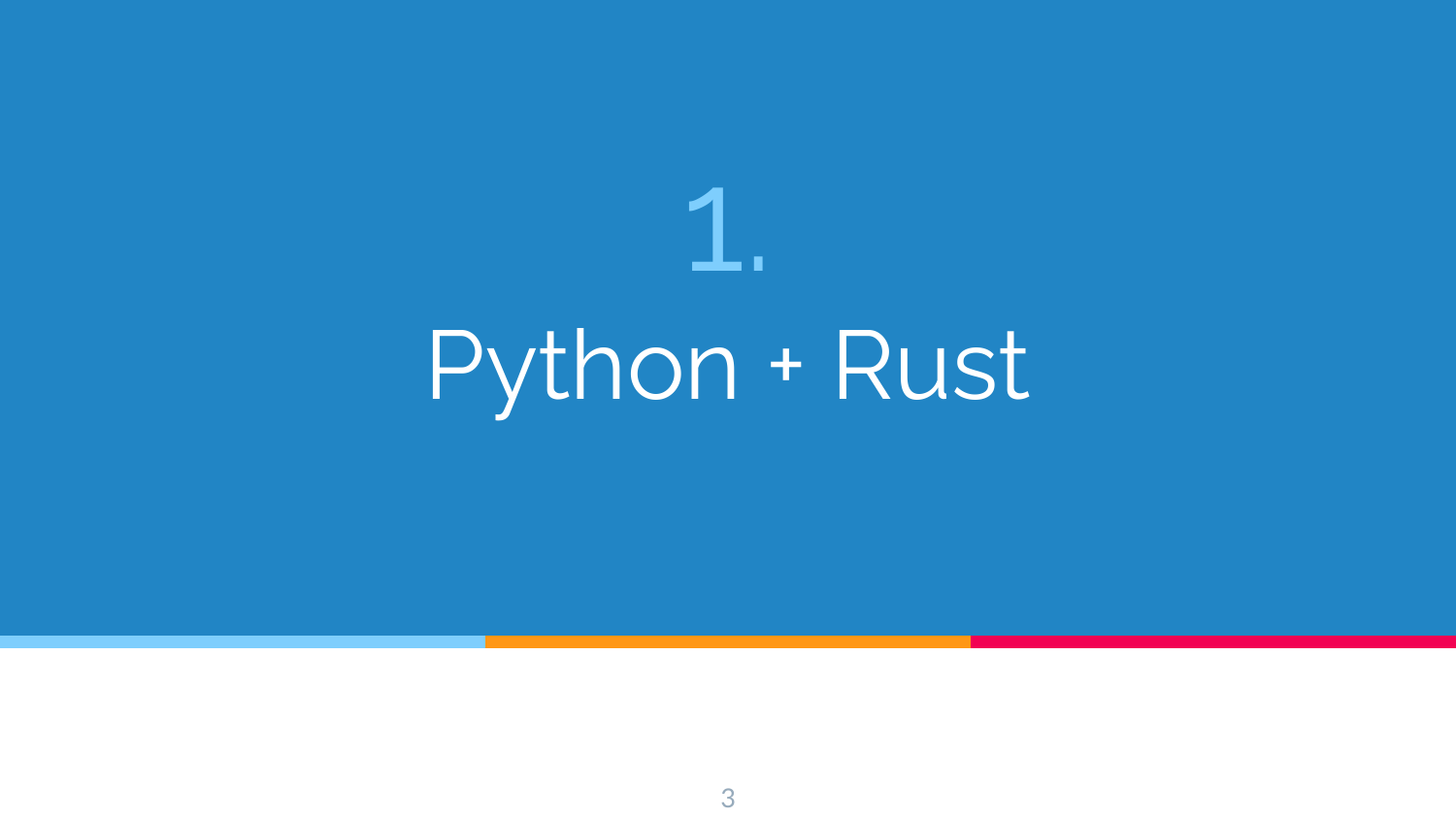# 1. Python + Rust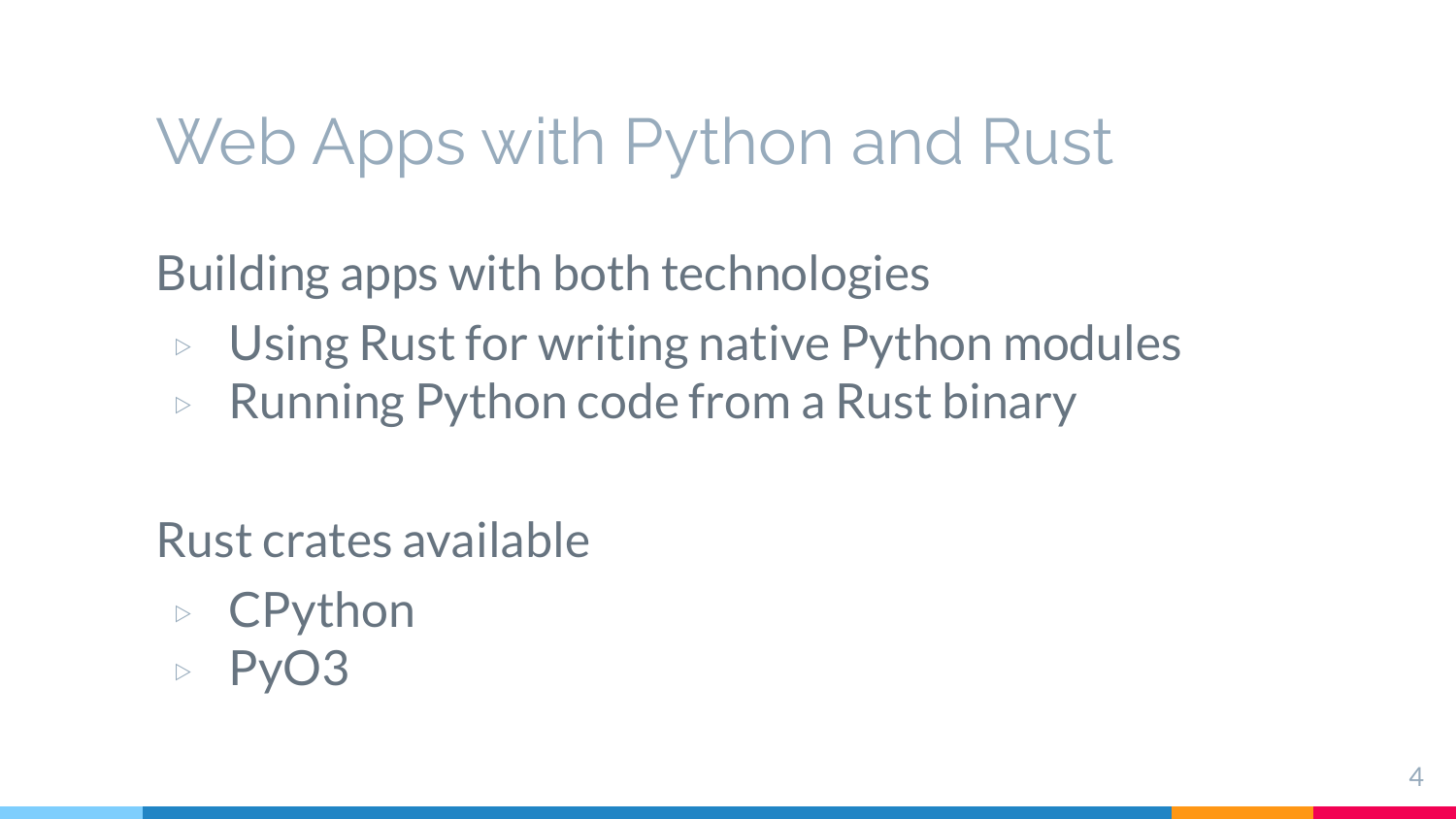# Web Apps with Python and Rust

Building apps with both technologies

- Using Rust for writing native Python modules
- Running Python code from a Rust binary

Rust crates available

- CPython
- PyO3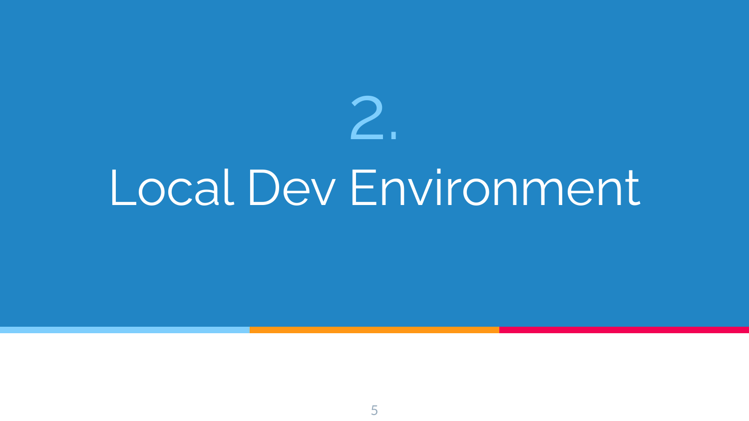# 2.

# Local Dev Environment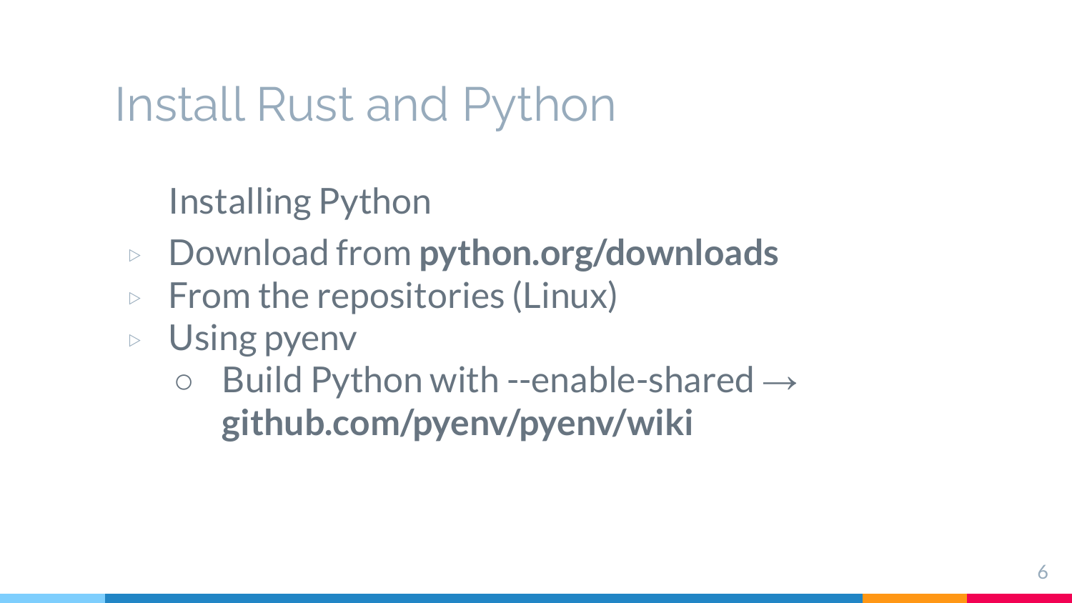# Install Rust and Python

Installing Python

- Download from **python.org/downloads**
- From the repositories (Linux)
- Using pyenv
  - Build Python with --enable-shared → **github.com/pyenv/pyenv/wiki**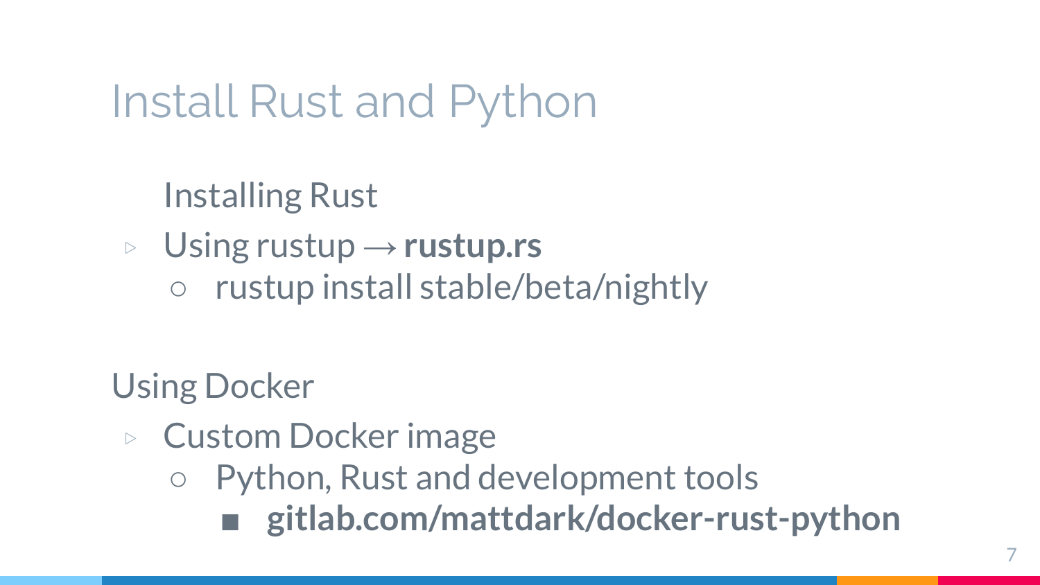# Install Rust and Python

Installing Rust

- Using rustup → **rustup.rs**
  - rustup install stable/beta/nightly

Using Docker

- Custom Docker image
  - Python, Rust and development tools
    - **gitlab.com/mattdark/docker-rust-python**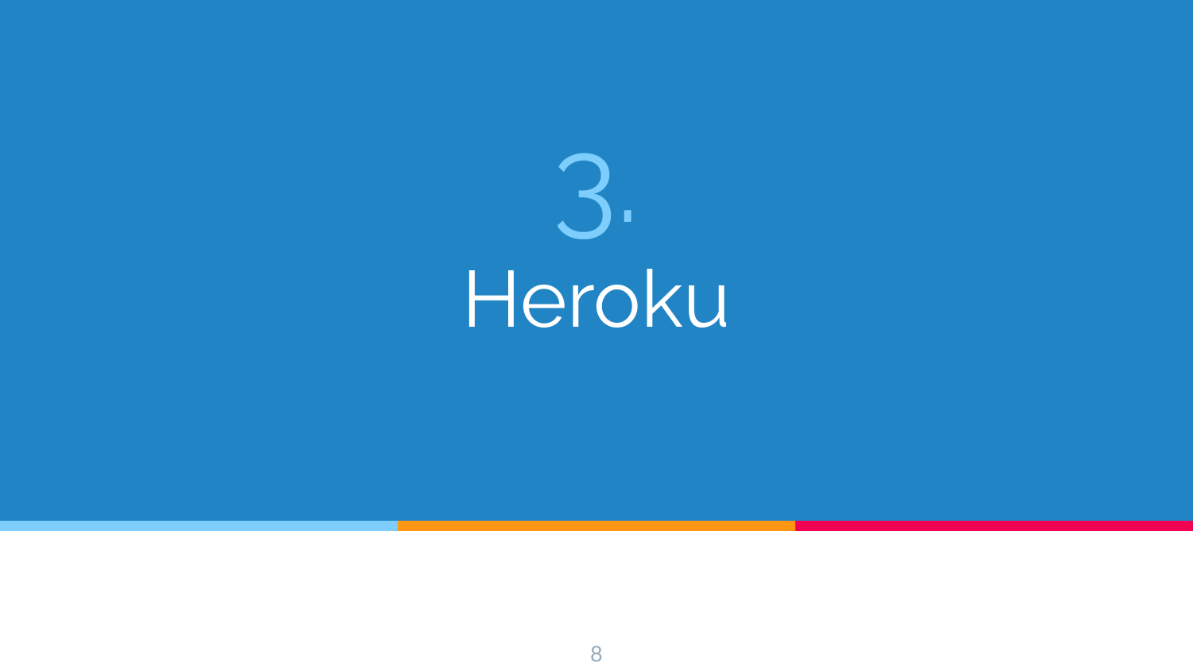# 3.
# Heroku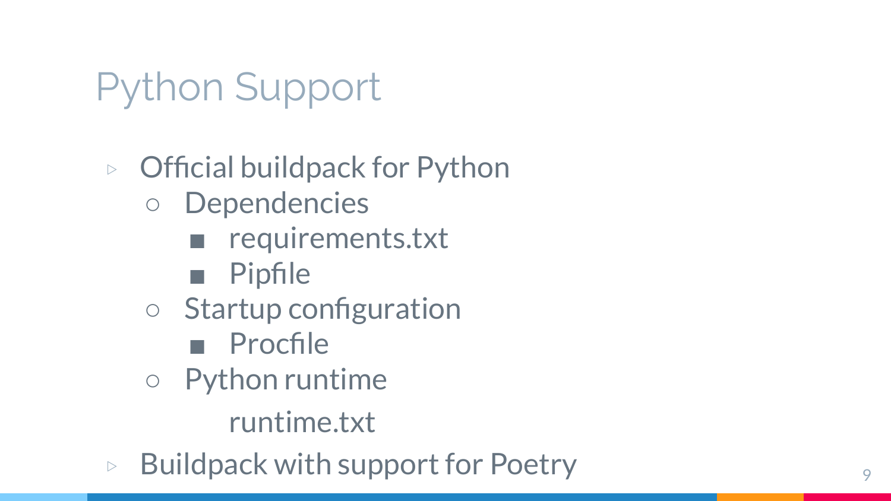# Python Support

- Official buildpack for Python
  - Dependencies
    - requirements.txt
    - Pipfile
  - Startup configuration
    - Procfile
  - Python runtime

      runtime.txt
- Buildpack with support for Poetry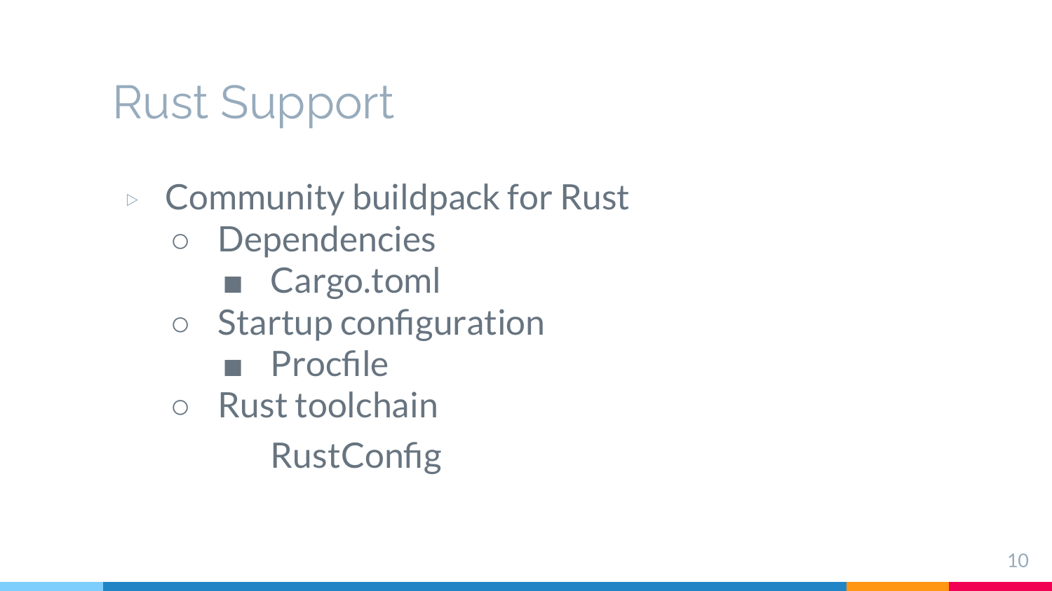# Rust Support

- Community buildpack for Rust
  - Dependencies
    - Cargo.toml
  - Startup configuration
    - Procfile
  - Rust toolchain
    - RustConfig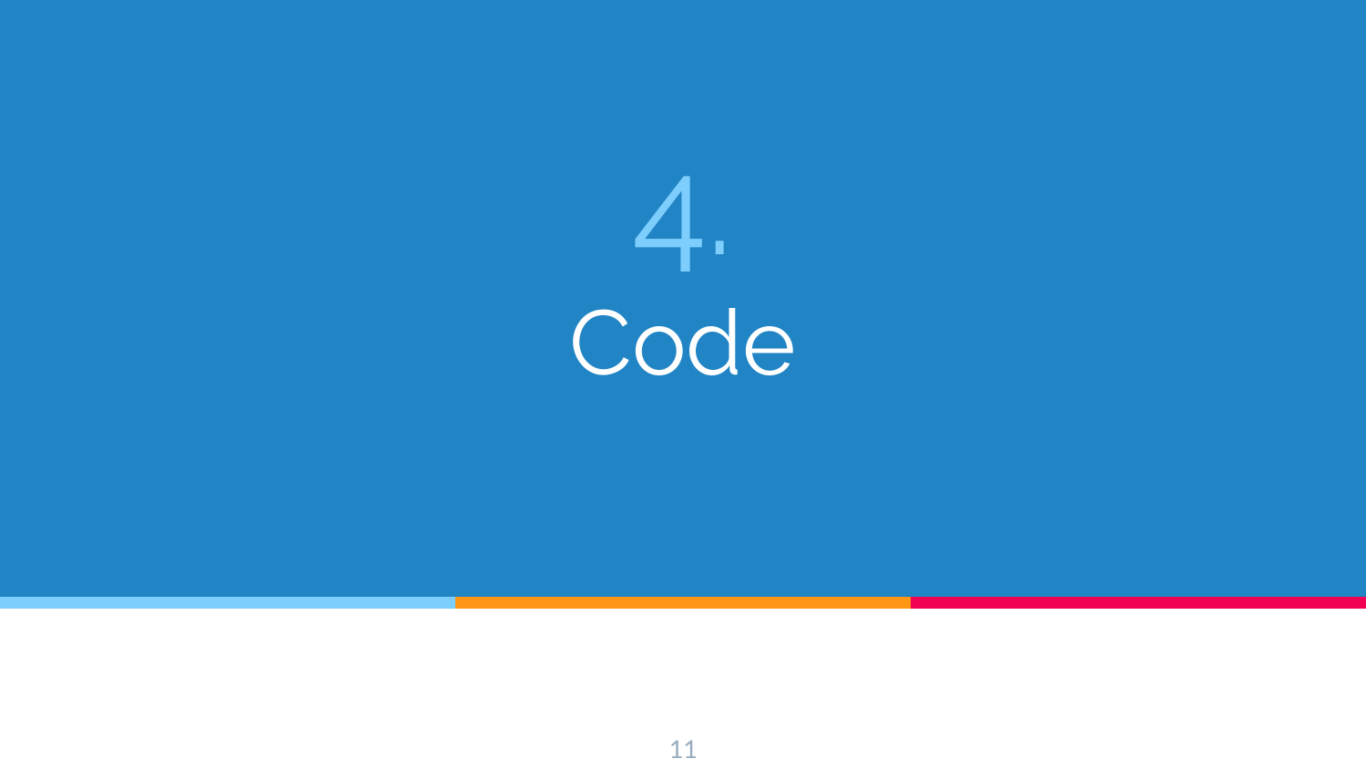# 4. Code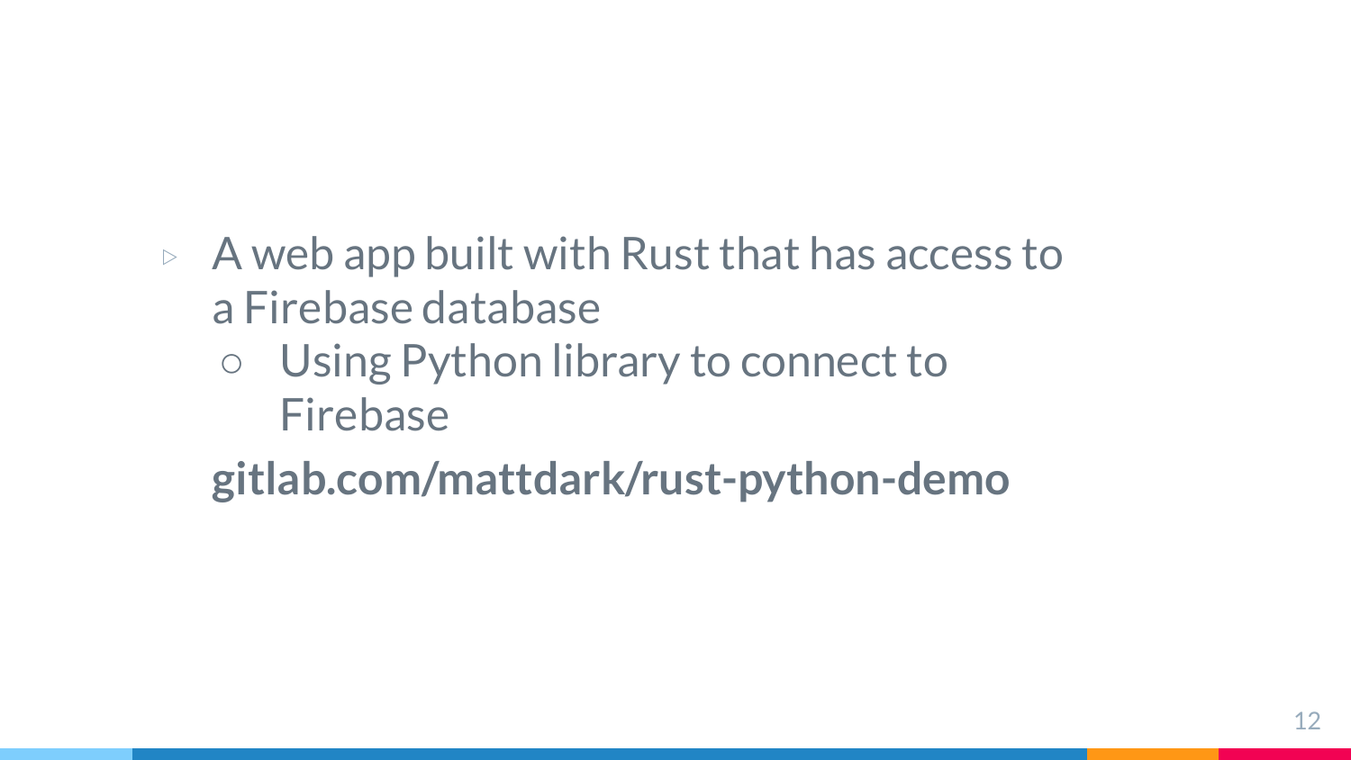- A web app built with Rust that has access to a Firebase database
    - Using Python library to connect to Firebase

**gitlab.com/mattdark/rust-python-demo**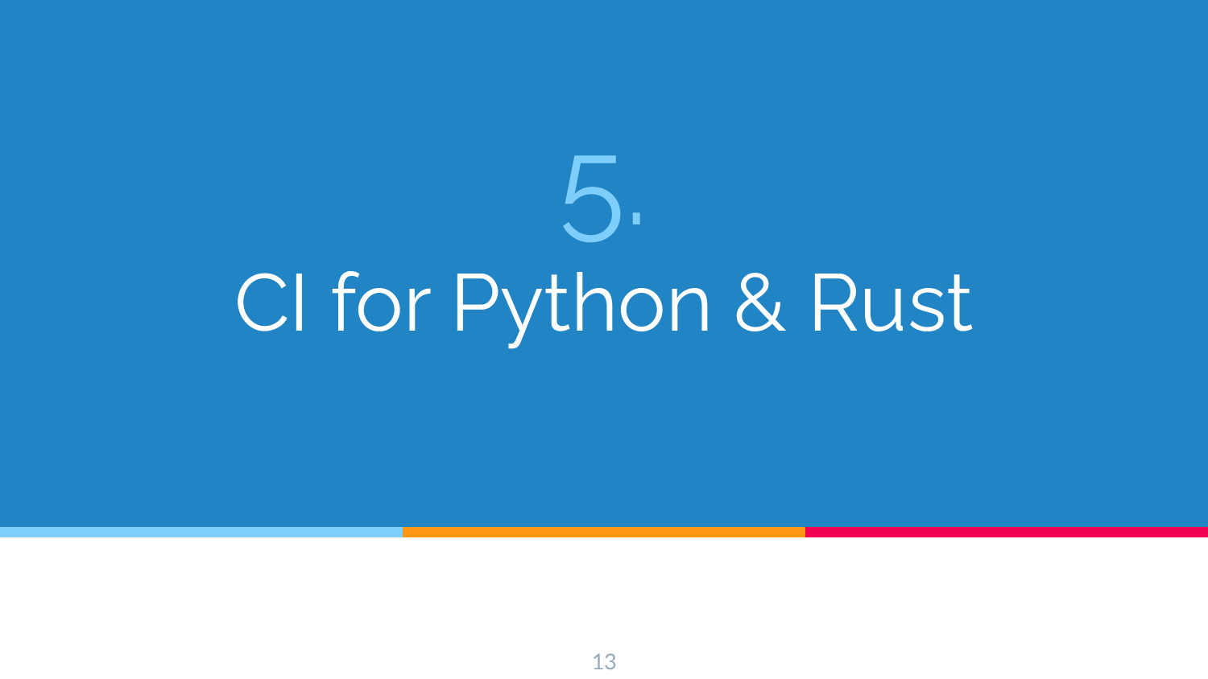# 5. CI for Python & Rust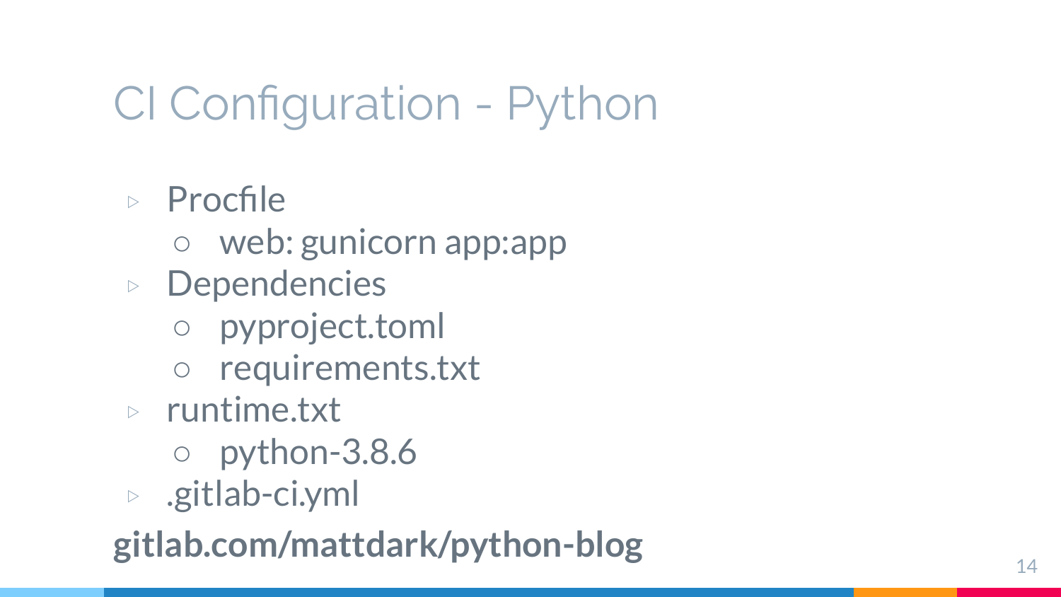# CI Configuration - Python

- Procfile
  - web: gunicorn app:app
- Dependencies
  - pyproject.toml
  - requirements.txt
- runtime.txt
  - python-3.8.6
- .gitlab-ci.yml

**gitlab.com/mattdark/python-blog**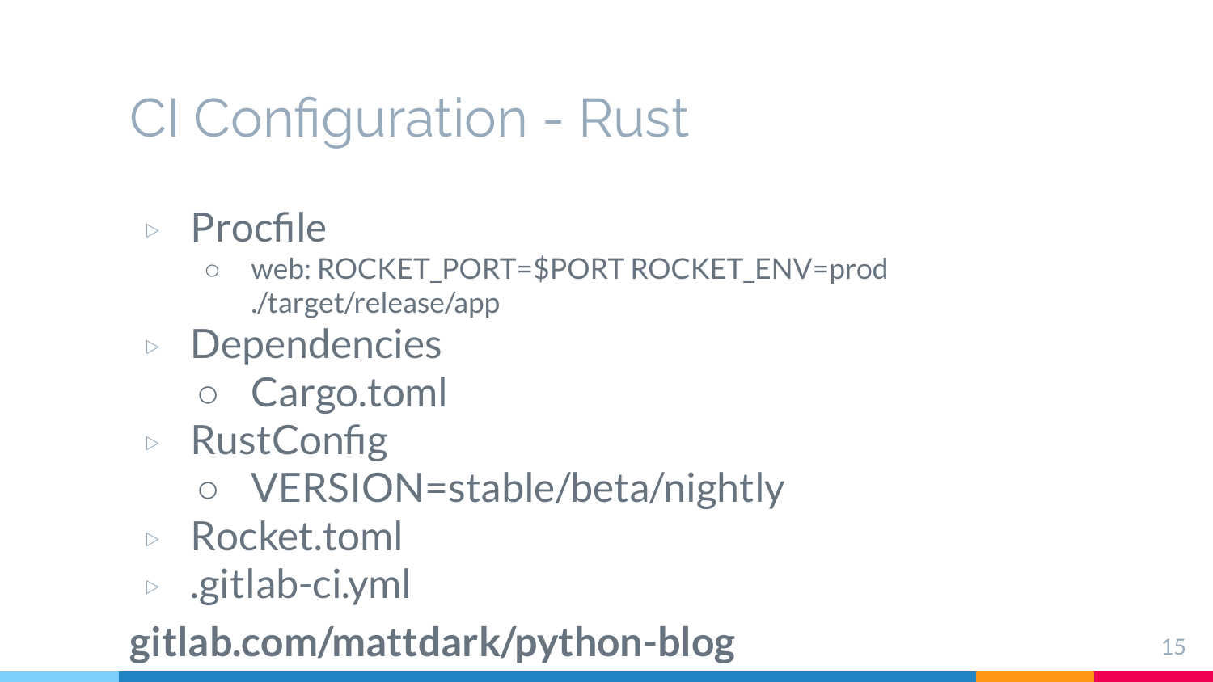# CI Configuration - Rust

- Procfile
  - web: ROCKET_PORT=$PORT ROCKET_ENV=prod ./target/release/app
- Dependencies
  - Cargo.toml
- RustConfig
  - VERSION=stable/beta/nightly
- Rocket.toml
- .gitlab-ci.yml

**gitlab.com/mattdark/python-blog**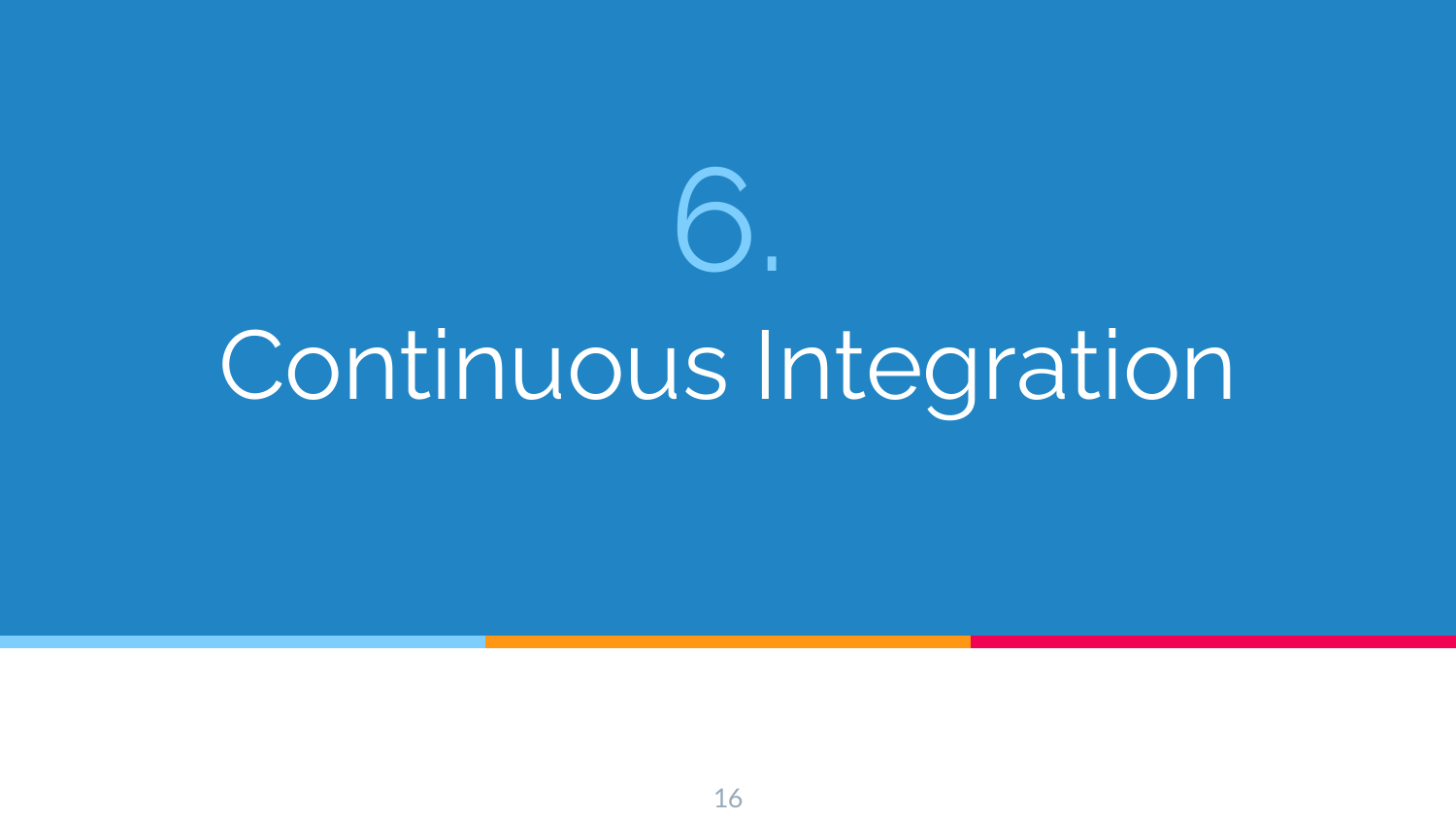# 6.

# Continuous Integration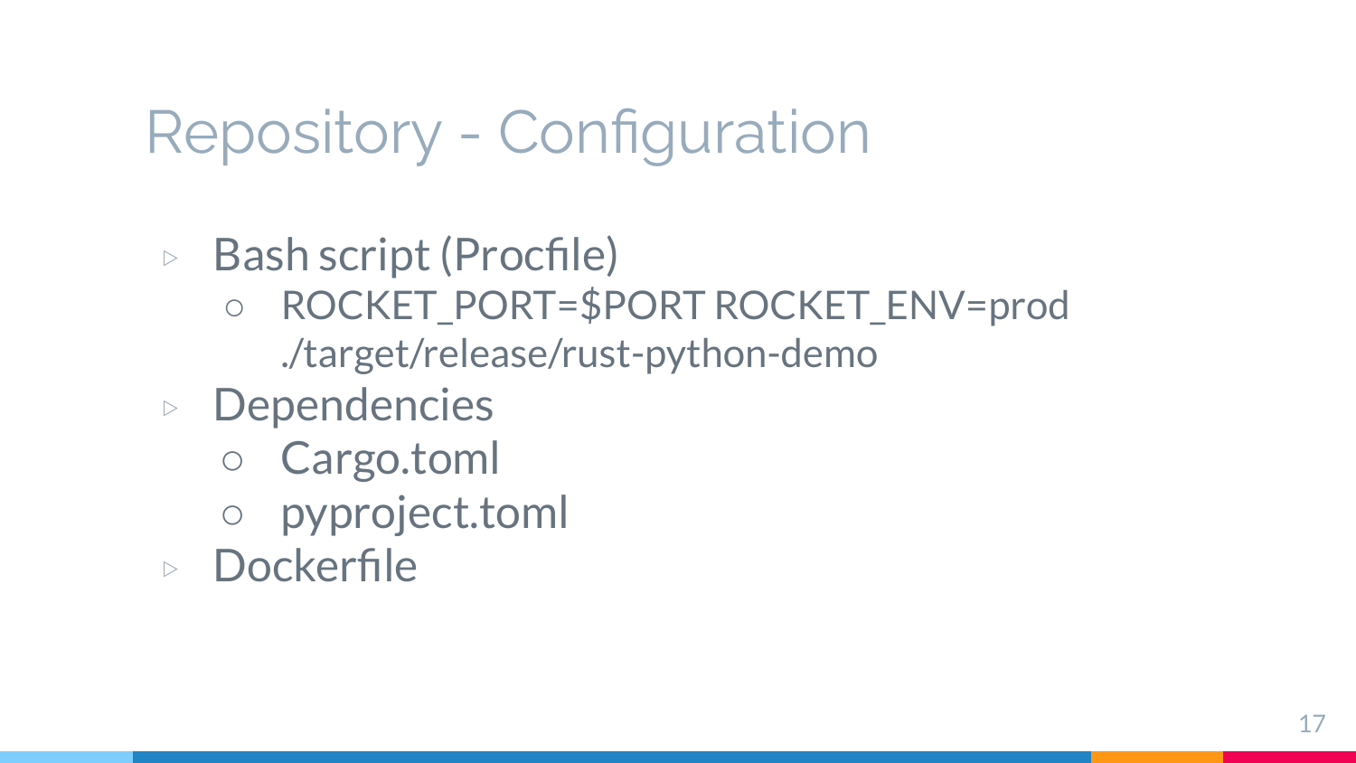# Repository - Configuration

- Bash script (Procfile)
  - ROCKET_PORT=$PORT ROCKET_ENV=prod ./target/release/rust-python-demo
- Dependencies
  - Cargo.toml
  - pyproject.toml
- Dockerfile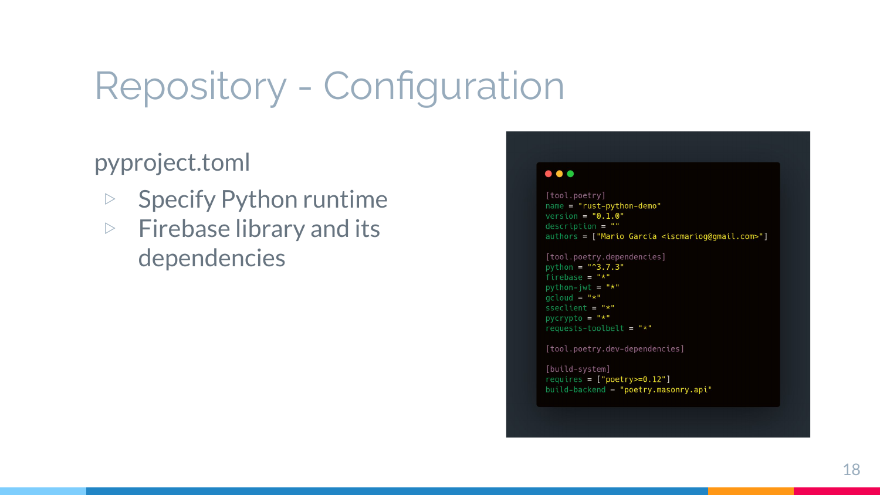# Repository - Configuration

pyproject.toml

- Specify Python runtime
- Firebase library and its dependencies

```
[tool.poetry]
name = "rust-python-demo"
version = "0.1.0"
description = ""
authors = ["Mario García <iscmariog@gmail.com>"]

[tool.poetry.dependencies]
python = "^3.7.3"
firebase = "*"
python-jwt = "*"
gcloud = "*"
sseclient = "*"
pycrypto = "*"
requests-toolbelt = "*"

[tool.poetry.dev-dependencies]

[build-system]
requires = ["poetry>=0.12"]
build-backend = "poetry.masonry.api"
```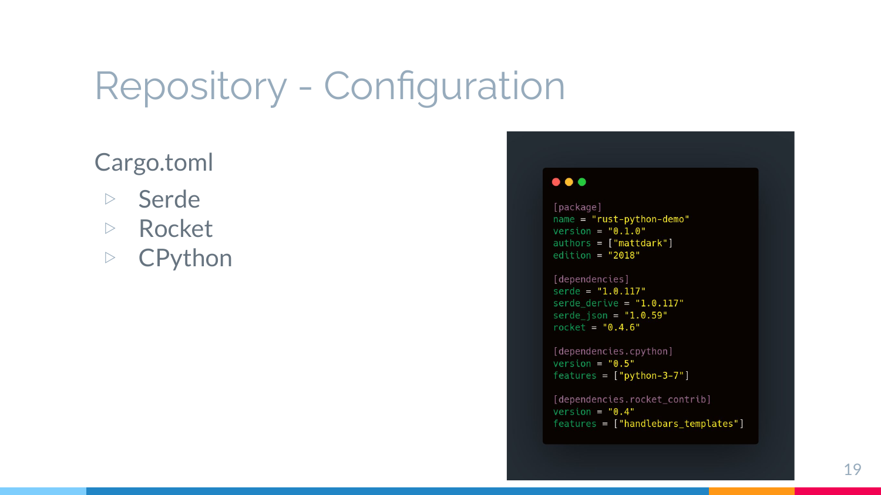# Repository - Configuration

Cargo.toml

- Serde
- Rocket
- CPython

```toml
[package]
name = "rust-python-demo"
version = "0.1.0"
authors = ["mattdark"]
edition = "2018"

[dependencies]
serde = "1.0.117"
serde_derive = "1.0.117"
serde_json = "1.0.59"
rocket = "0.4.6"

[dependencies.cpython]
version = "0.5"
features = ["python-3-7"]

[dependencies.rocket_contrib]
version = "0.4"
features = ["handlebars_templates"]
```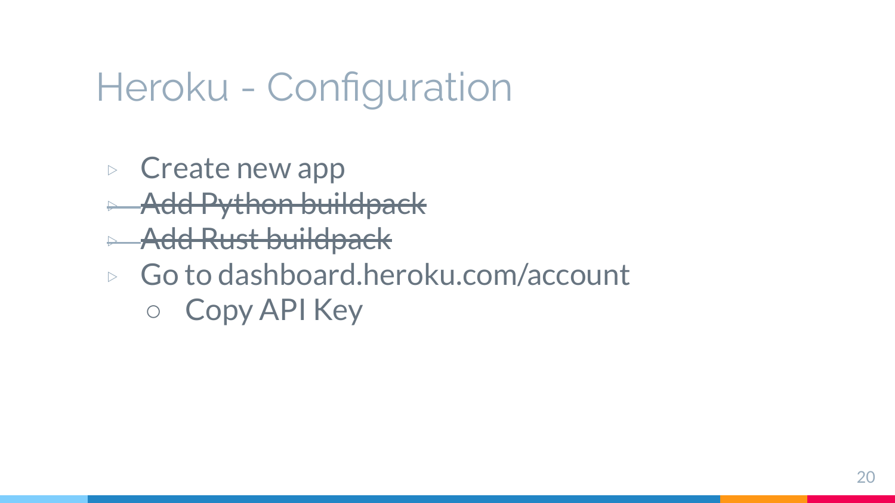# Heroku - Configuration

- Create new app
- ~~Add Python buildpack~~
- ~~Add Rust buildpack~~
- Go to dashboard.heroku.com/account
  - Copy API Key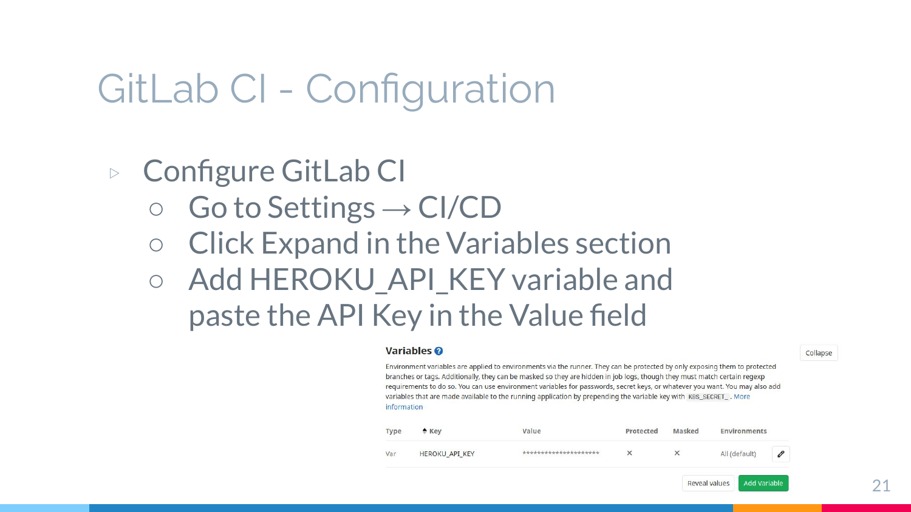# GitLab CI - Configuration

- Configure GitLab CI
  - Go to Settings → CI/CD
  - Click Expand in the Variables section
  - Add HEROKU_API_KEY variable and paste the API Key in the Value field

**Variables**

Collapse

Environment variables are applied to environments via the runner. They can be protected by only exposing them to protected branches or tags. Additionally, they can be masked so they are hidden in job logs, though they must match certain regexp requirements to do so. You can use environment variables for passwords, secret keys, or whatever you want. You may also add variables that are made available to the running application by prepending the variable key with `K8S_SECRET_`. More information

| Type | Key | Value | Protected | Masked | Environments |
| --- | --- | --- | --- | --- | --- |
| Var | HEROKU_API_KEY | ******************** | × | × | All (default) |

Reveal values | Add Variable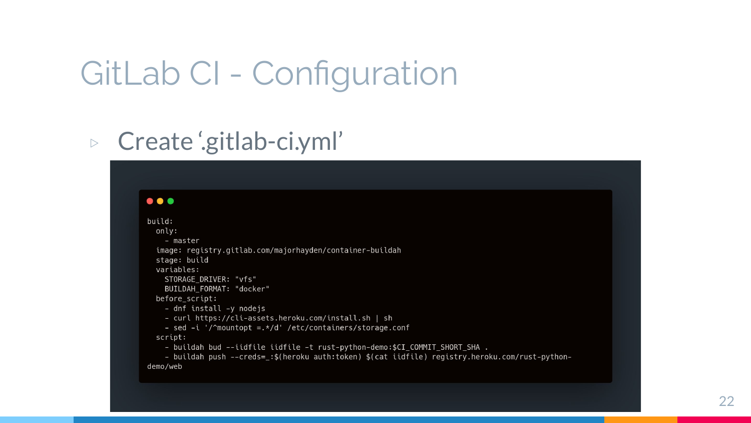# GitLab CI - Configuration

- Create '.gitlab-ci.yml'

```
build:
  only:
    - master
  image: registry.gitlab.com/majorhayden/container-buildah
  stage: build
  variables:
    STORAGE_DRIVER: "vfs"
    BUILDAH_FORMAT: "docker"
  before_script:
    - dnf install -y nodejs
    - curl https://cli-assets.heroku.com/install.sh | sh
    - sed -i '/^mountopt =.*/d' /etc/containers/storage.conf
  script:
    - buildah bud --iidfile iidfile -t rust-python-demo:$CI_COMMIT_SHORT_SHA .
    - buildah push --creds=_:$(heroku auth:token) $(cat iidfile) registry.heroku.com/rust-python-
demo/web
```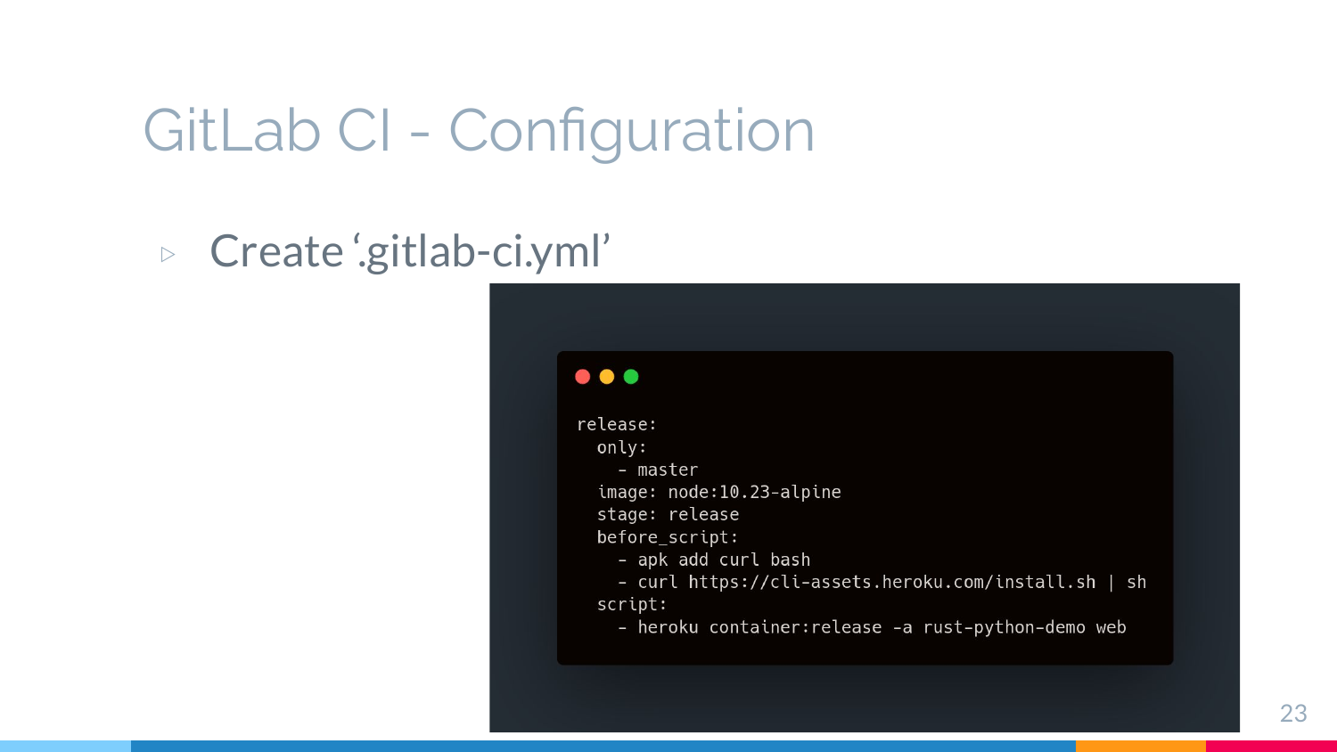# GitLab CI - Configuration

- Create '.gitlab-ci.yml'

```yaml
release:
  only:
    - master
  image: node:10.23-alpine
  stage: release
  before_script:
    - apk add curl bash
    - curl https://cli-assets.heroku.com/install.sh | sh
  script:
    - heroku container:release -a rust-python-demo web
```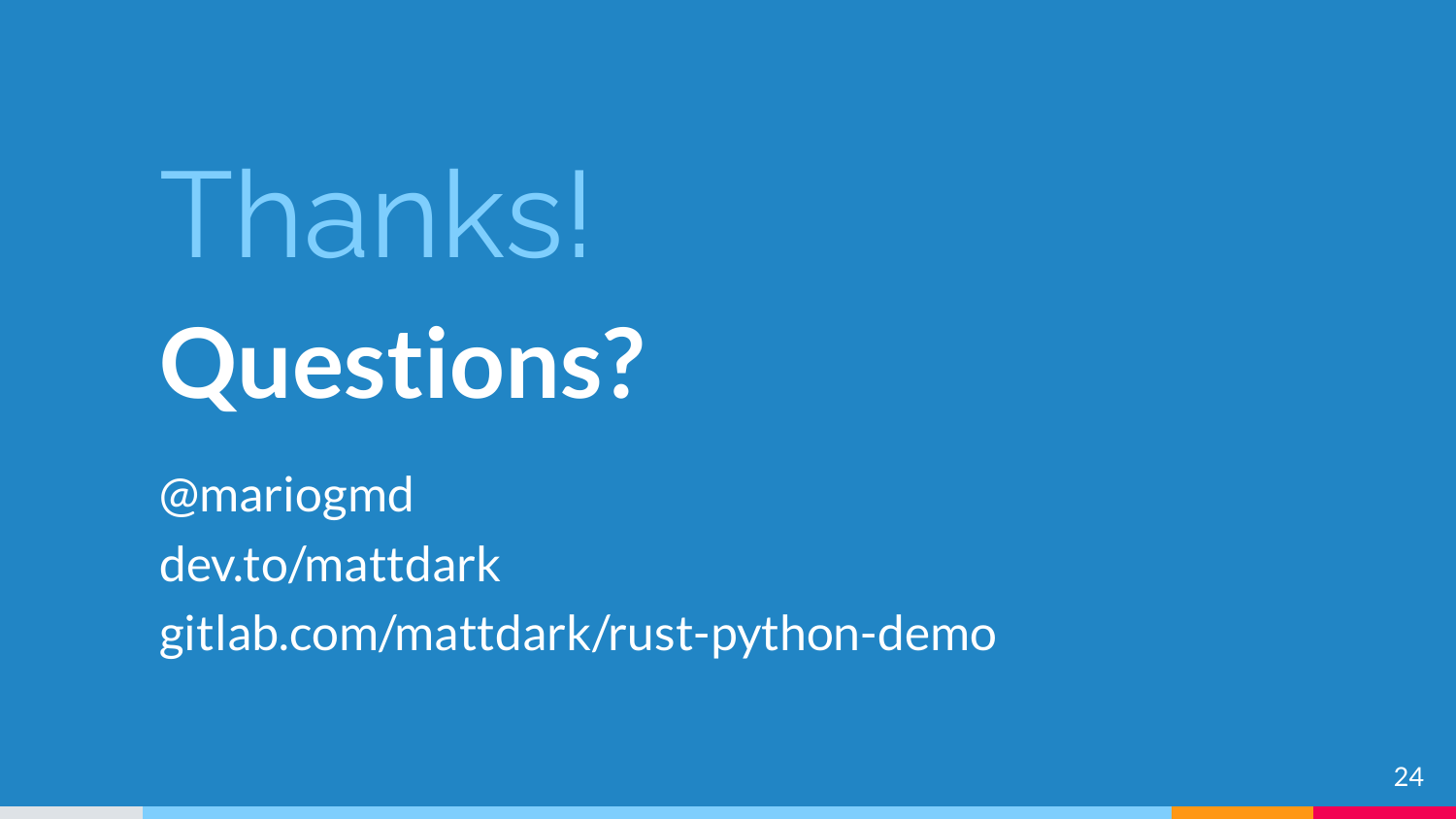# Thanks!

# **Questions?**

@mariogmd

dev.to/mattdark

gitlab.com/mattdark/rust-python-demo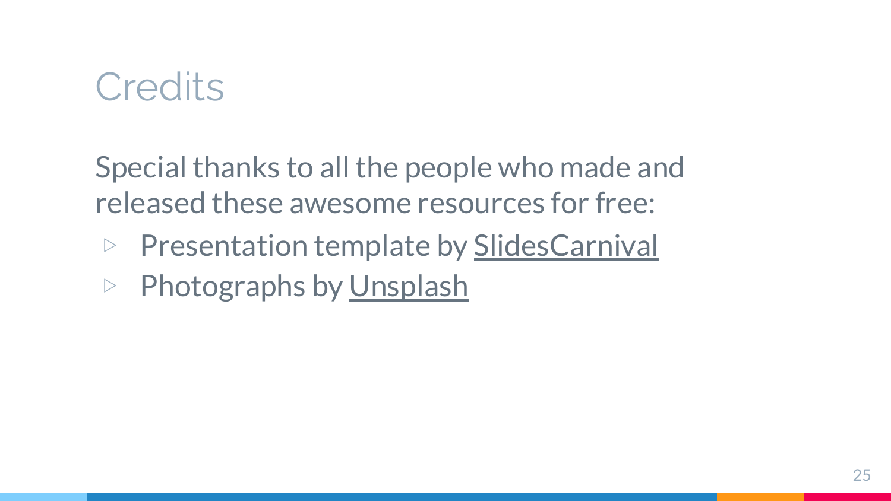# Credits

Special thanks to all the people who made and released these awesome resources for free:

- Presentation template by SlidesCarnival
- Photographs by Unsplash